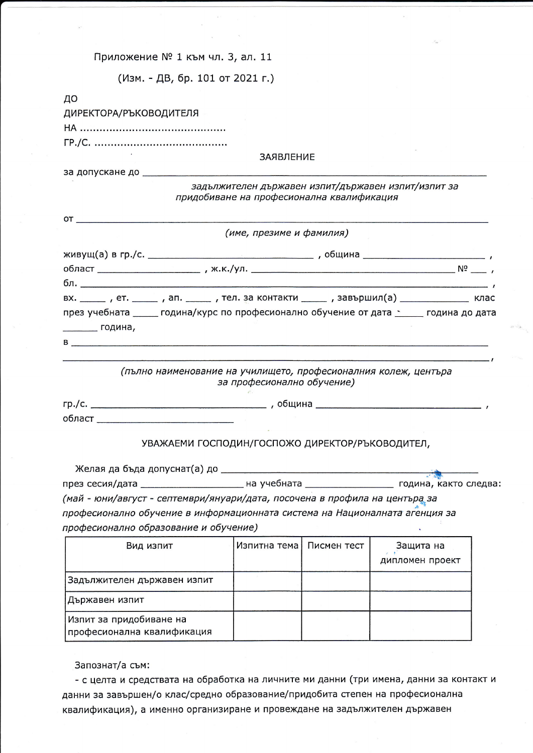Приложение № 1 към чл. 3, ал. 11

(Изм. - ДВ, бр. 101 от 2021 г.)

ДО
ДИРЕКТОРА/РЪКОВОДИТЕЛЯ
НА ............................................
ГР./С. ........................................

ЗАЯВЛЕНИЕ

за допускане до ______________________________________________________________

*задължителен държавен изпит/държавен изпит/изпит за придобиване на професионална квалификация*

от ______________________________________________________________________________

*(име, презиме и фамилия)*

живущ(а) в гр./с. ______________________________ , община ______________________ ,
област __________________ , ж.к./ул. _____________________________________ № ___ ,
бл. ______________________________________________________________________________ ,
вх. _____ , ет. _____ , ап. _____ , тел. за контакти _____ , завършил(а) ____________ клас
през учебната _____ година/курс по професионално обучение от дата _____ година до дата _______ година,
в ________________________________________________________________________________
________________________________________________________________________________ ,

*(пълно наименование на училището, професионалния колеж, центъра за професионално обучение)*

гр./с. _______________________________ , община ________________________________ ,
област _________________________

УВАЖАЕМИ ГОСПОДИН/ГОСПОЖО ДИРЕКТОР/РЪКОВОДИТЕЛ,

Желая да бъда допуснат(а) до ___________________________________________________
през сесия/дата __________________ на учебната _______________ година, както следва:
*(май - юни/август - септември/януари/дата, посочена в профила на центъра за професионално обучение в информационната система на Националната агенция за професионално образование и обучение)*

| Вид изпит | Изпитна тема | Писмен тест | Защита на дипломен проект |
|---|---|---|---|
| Задължителен държавен изпит | | | |
| Държавен изпит | | | |
| Изпит за придобиване на професионална квалификация | | | |

Запознат/а съм:

- с целта и средствата на обработка на личните ми данни (три имена, данни за контакт и данни за завършен/о клас/средно образование/придобита степен на професионална квалификация), а именно организиране и провеждане на задължителен държавен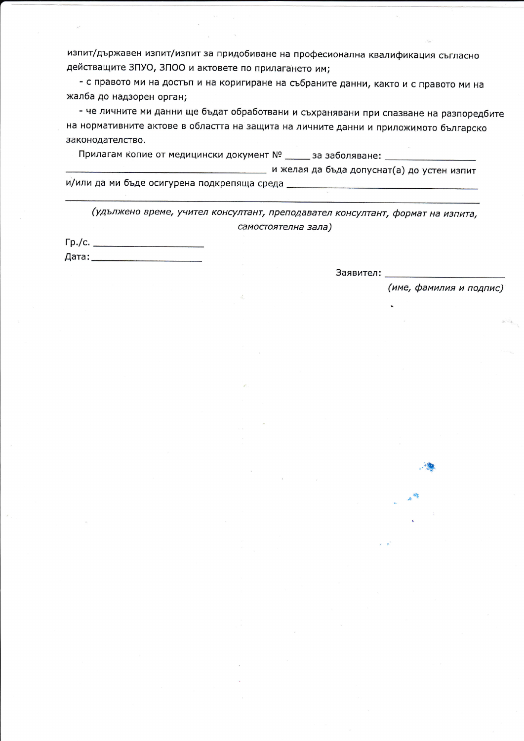изпит/държавен изпит/изпит за придобиване на професионална квалификация съгласно действащите ЗПУО, ЗПОО и актовете по прилагането им;

- с правото ми на достъп и на коригиране на събраните данни, както и с правото ми на жалба до надзорен орган;
- че личните ми данни ще бъдат обработвани и съхранявани при спазване на разпоредбите на нормативните актове в областта на защита на личните данни и приложимото българско законодателство.

Прилагам копие от медицински документ № _____ за заболяване: _________________ ________________________________________ и желая да бъда допуснат(а) до устен изпит и/или да ми бъде осигурена подкрепяща среда ____________________________________ ____________________________________________________________________________

*(удължено време, учител консултант, преподавател консултант, формат на изпита, самостоятелна зала)*

Гр./с. ____________________

Дата: ____________________

Заявител: ______________________

*(име, фамилия и подпис)*